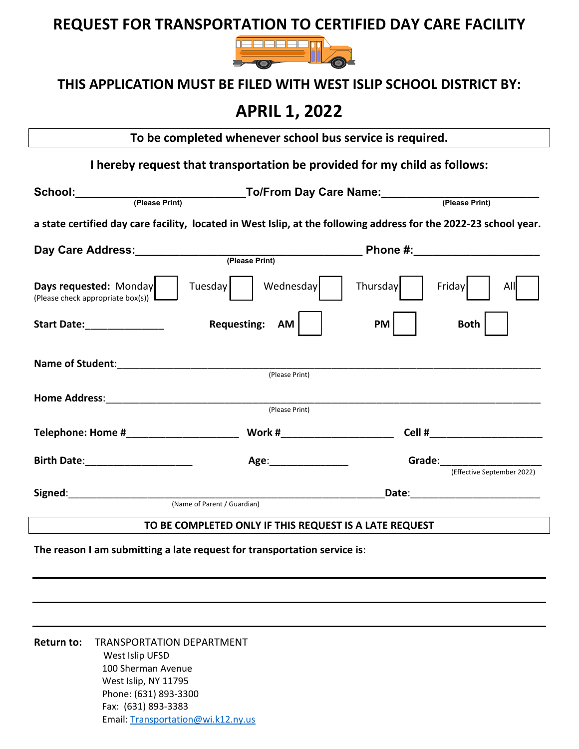# REQUEST FOR TRANSPORTATION TO CERTIFIED DAY CARE FACILITY

## THIS APPLICATION MUST BE FILED WITH WEST ISLIP SCHOOL DISTRICT BY:

## APRIL 1, 2022

**To be completed whenever school bus service is required.**

**I hereby request that transportation be provided for my child as follows:**

**School:**____________________________ (Please Print) **To/From Day Care Name:**__________________________ (Please Print)

**a state certified day care facility, located in West Islip, at the following address for the 2022-23 school year.**

**Day Care Address:**______________________________________ (Please Print) **Phone #:**_____________________

**Days requested:** Monday ☐ Tuesday ☐ Wednesday ☐ Thursday ☐ Friday ☐ All ☐
(Please check appropriate box(s))

**Start Date:**______________ **Requesting:** **AM** ☐ **PM** ☐ **Both** ☐

**Name of Student**:_________________________________________________________________________
(Please Print)

**Home Address**:__________________________________________________________________________
(Please Print)

**Telephone: Home #**____________________ **Work #**____________________ **Cell #**____________________

**Birth Date**:___________________ **Age**:______________ **Grade**:__________________
(Effective September 2022)

**Signed**:________________________________________________________ **Date**:_______________________
(Name of Parent / Guardian)

**TO BE COMPLETED ONLY IF THIS REQUEST IS A LATE REQUEST**

**The reason I am submitting a late request for transportation service is**:

_____________________________________________________________________________________

_____________________________________________________________________________________

_____________________________________________________________________________________

**Return to:** TRANSPORTATION DEPARTMENT
West Islip UFSD
100 Sherman Avenue
West Islip, NY 11795
Phone: (631) 893-3300
Fax: (631) 893-3383
Email: Transportation@wi.k12.ny.us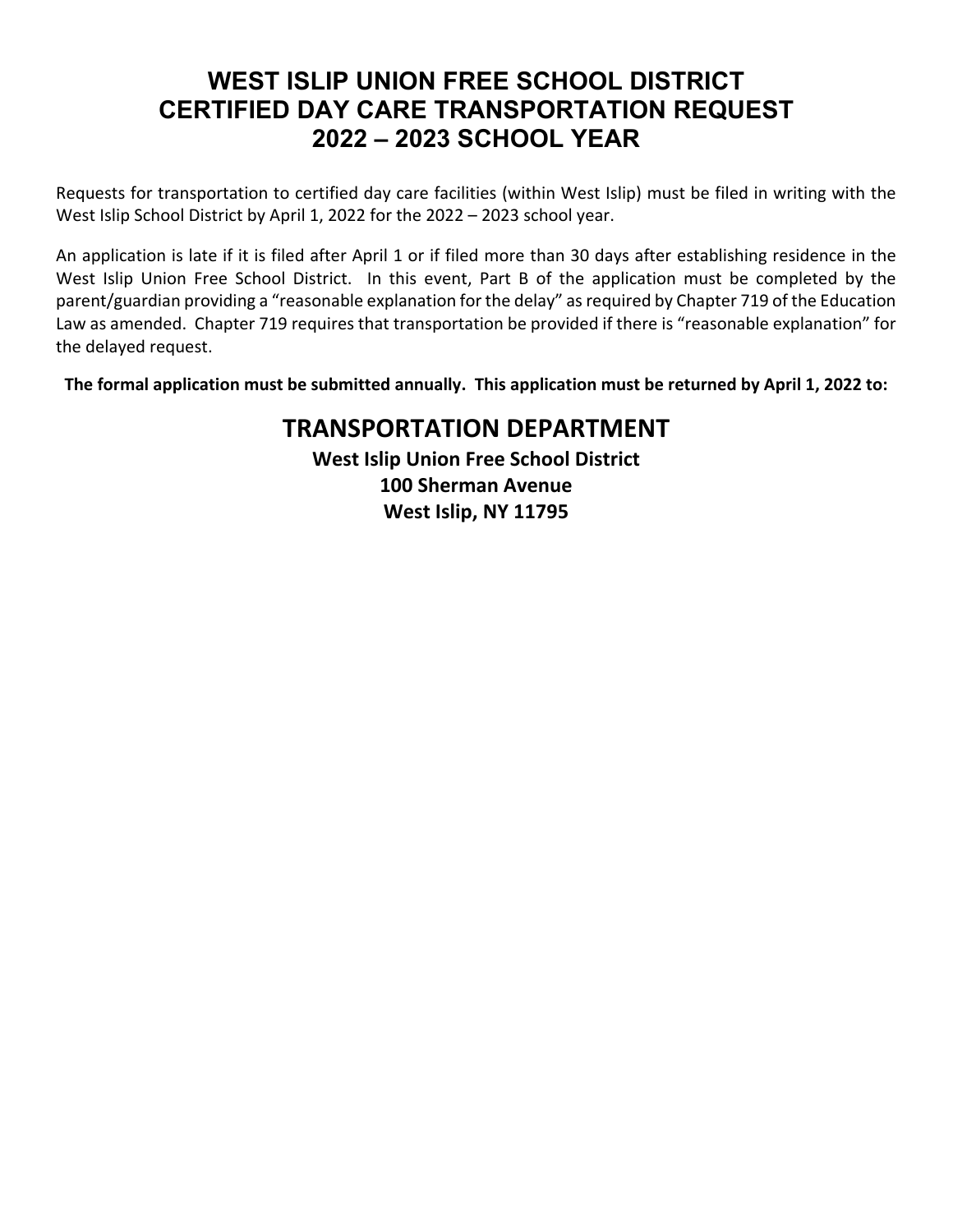# WEST ISLIP UNION FREE SCHOOL DISTRICT
# CERTIFIED DAY CARE TRANSPORTATION REQUEST
# 2022 – 2023 SCHOOL YEAR

Requests for transportation to certified day care facilities (within West Islip) must be filed in writing with the West Islip School District by April 1, 2022 for the 2022 – 2023 school year.

An application is late if it is filed after April 1 or if filed more than 30 days after establishing residence in the West Islip Union Free School District. In this event, Part B of the application must be completed by the parent/guardian providing a "reasonable explanation for the delay" as required by Chapter 719 of the Education Law as amended. Chapter 719 requires that transportation be provided if there is "reasonable explanation" for the delayed request.

**The formal application must be submitted annually. This application must be returned by April 1, 2022 to:**

## TRANSPORTATION DEPARTMENT

**West Islip Union Free School District**
**100 Sherman Avenue**
**West Islip, NY 11795**